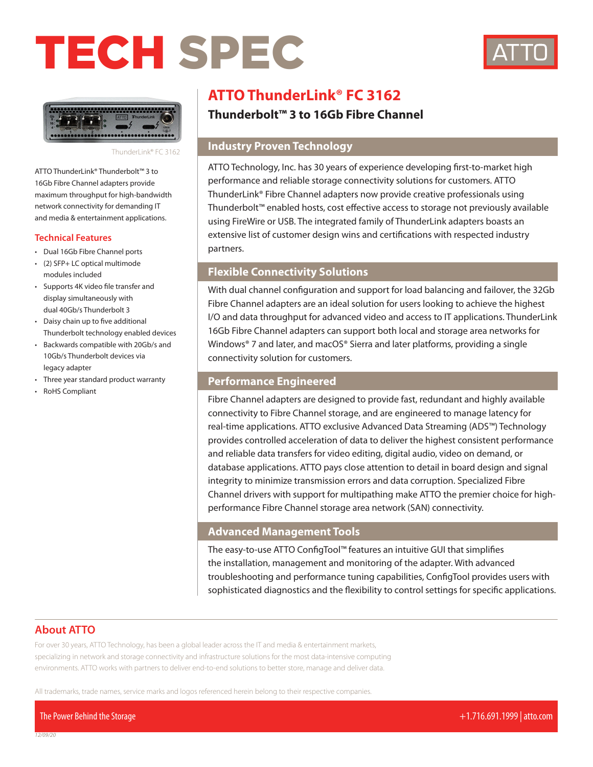# TECH SPEC

ATTO

ThunderLink® FC 3162

ATTO ThunderLink® Thunderbolt™ 3 to 16Gb Fibre Channel adapters provide maximum throughput for high-bandwidth network connectivity for demanding IT and media & entertainment applications.

### Technical Features

- Dual 16Gb Fibre Channel ports
- (2) SFP+ LC optical multimode modules included
- Supports 4K video file transfer and display simultaneously with dual 40Gb/s Thunderbolt 3
- Daisy chain up to five additional Thunderbolt technology enabled devices
- Backwards compatible with 20Gb/s and 10Gb/s Thunderbolt devices via legacy adapter
- Three year standard product warranty
- RoHS Compliant

# ATTO ThunderLink® FC 3162

## Thunderbolt™ 3 to 16Gb Fibre Channel

### Industry Proven Technology

ATTO Technology, Inc. has 30 years of experience developing first-to-market high performance and reliable storage connectivity solutions for customers. ATTO ThunderLink® Fibre Channel adapters now provide creative professionals using Thunderbolt™ enabled hosts, cost effective access to storage not previously available using FireWire or USB. The integrated family of ThunderLink adapters boasts an extensive list of customer design wins and certifications with respected industry partners.

### Flexible Connectivity Solutions

With dual channel configuration and support for load balancing and failover, the 32Gb Fibre Channel adapters are an ideal solution for users looking to achieve the highest I/O and data throughput for advanced video and access to IT applications. ThunderLink 16Gb Fibre Channel adapters can support both local and storage area networks for Windows® 7 and later, and macOS® Sierra and later platforms, providing a single connectivity solution for customers.

### Performance Engineered

Fibre Channel adapters are designed to provide fast, redundant and highly available connectivity to Fibre Channel storage, and are engineered to manage latency for real-time applications. ATTO exclusive Advanced Data Streaming (ADS™) Technology provides controlled acceleration of data to deliver the highest consistent performance and reliable data transfers for video editing, digital audio, video on demand, or database applications. ATTO pays close attention to detail in board design and signal integrity to minimize transmission errors and data corruption. Specialized Fibre Channel drivers with support for multipathing make ATTO the premier choice for high-performance Fibre Channel storage area network (SAN) connectivity.

### Advanced Management Tools

The easy-to-use ATTO ConfigTool™ features an intuitive GUI that simplifies the installation, management and monitoring of the adapter. With advanced troubleshooting and performance tuning capabilities, ConfigTool provides users with sophisticated diagnostics and the flexibility to control settings for specific applications.

### About ATTO

For over 30 years, ATTO Technology, has been a global leader across the IT and media & entertainment markets, specializing in network and storage connectivity and infrastructure solutions for the most data-intensive computing environments. ATTO works with partners to deliver end-to-end solutions to better store, manage and deliver data.

All trademarks, trade names, service marks and logos referenced herein belong to their respective companies.

The Power Behind the Storage

+1.716.691.1999 | atto.com

12/09/20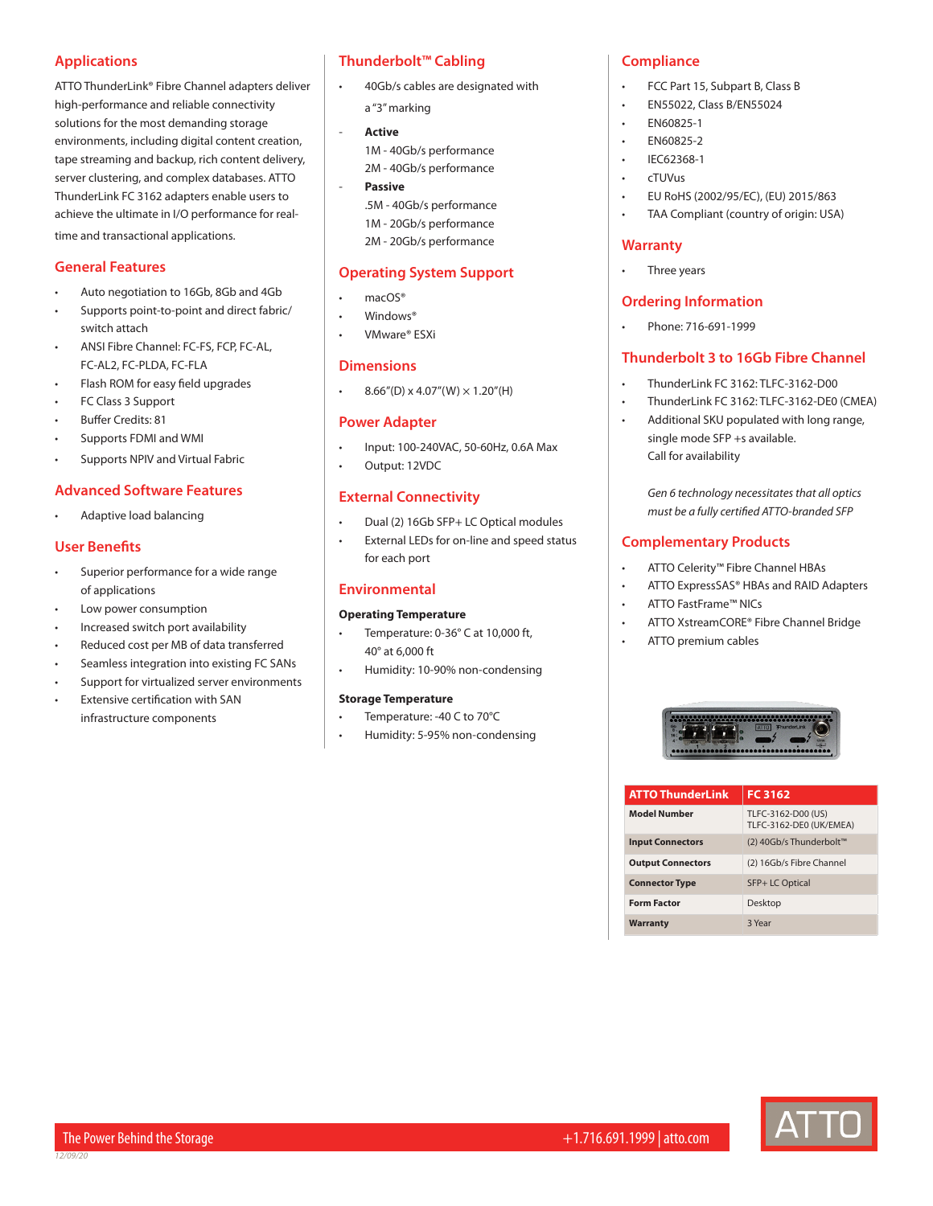## Applications

ATTO ThunderLink® Fibre Channel adapters deliver high-performance and reliable connectivity solutions for the most demanding storage environments, including digital content creation, tape streaming and backup, rich content delivery, server clustering, and complex databases. ATTO ThunderLink FC 3162 adapters enable users to achieve the ultimate in I/O performance for real-time and transactional applications.

## General Features

- Auto negotiation to 16Gb, 8Gb and 4Gb
- Supports point-to-point and direct fabric/switch attach
- ANSI Fibre Channel: FC-FS, FCP, FC-AL, FC-AL2, FC-PLDA, FC-FLA
- Flash ROM for easy field upgrades
- FC Class 3 Support
- Buffer Credits: 81
- Supports FDMI and WMI
- Supports NPIV and Virtual Fabric

## Advanced Software Features

- Adaptive load balancing

## User Benefits

- Superior performance for a wide range of applications
- Low power consumption
- Increased switch port availability
- Reduced cost per MB of data transferred
- Seamless integration into existing FC SANs
- Support for virtualized server environments
- Extensive certification with SAN infrastructure components

## Thunderbolt™ Cabling

- 40Gb/s cables are designated with a "3" marking
- **Active**
  1M - 40Gb/s performance
  2M - 40Gb/s performance
- **Passive**
  .5M - 40Gb/s performance
  1M - 20Gb/s performance
  2M - 20Gb/s performance

## Operating System Support

- macOS®
- Windows®
- VMware® ESXi

## Dimensions

- 8.66"(D) x 4.07"(W) x 1.20"(H)

## Power Adapter

- Input: 100-240VAC, 50-60Hz, 0.6A Max
- Output: 12VDC

## External Connectivity

- Dual (2) 16Gb SFP+ LC Optical modules
- External LEDs for on-line and speed status for each port

## Environmental

**Operating Temperature**

- Temperature: 0-36° C at 10,000 ft, 40° at 6,000 ft
- Humidity: 10-90% non-condensing

**Storage Temperature**

- Temperature: -40 C to 70°C
- Humidity: 5-95% non-condensing

## Compliance

- FCC Part 15, Subpart B, Class B
- EN55022, Class B/EN55024
- EN60825-1
- EN60825-2
- IEC62368-1
- cTUVus
- EU RoHS (2002/95/EC), (EU) 2015/863
- TAA Compliant (country of origin: USA)

## Warranty

- Three years

## Ordering Information

- Phone: 716-691-1999

## Thunderbolt 3 to 16Gb Fibre Channel

- ThunderLink FC 3162: TLFC-3162-D00
- ThunderLink FC 3162: TLFC-3162-DE0 (CMEA)
- Additional SKU populated with long range, single mode SFP +s available. Call for availability

*Gen 6 technology necessitates that all optics must be a fully certified ATTO-branded SFP*

## Complementary Products

- ATTO Celerity™ Fibre Channel HBAs
- ATTO ExpressSAS® HBAs and RAID Adapters
- ATTO FastFrame™ NICs
- ATTO XstreamCORE® Fibre Channel Bridge
- ATTO premium cables

| ATTO ThunderLink | FC 3162 |
|---|---|
| **Model Number** | TLFC-3162-D00 (US)<br>TLFC-3162-DE0 (UK/EMEA) |
| **Input Connectors** | (2) 40Gb/s Thunderbolt™ |
| **Output Connectors** | (2) 16Gb/s Fibre Channel |
| **Connector Type** | SFP+ LC Optical |
| **Form Factor** | Desktop |
| **Warranty** | 3 Year |

The Power Behind the Storage | +1.716.691.1999 | atto.com

12/09/20